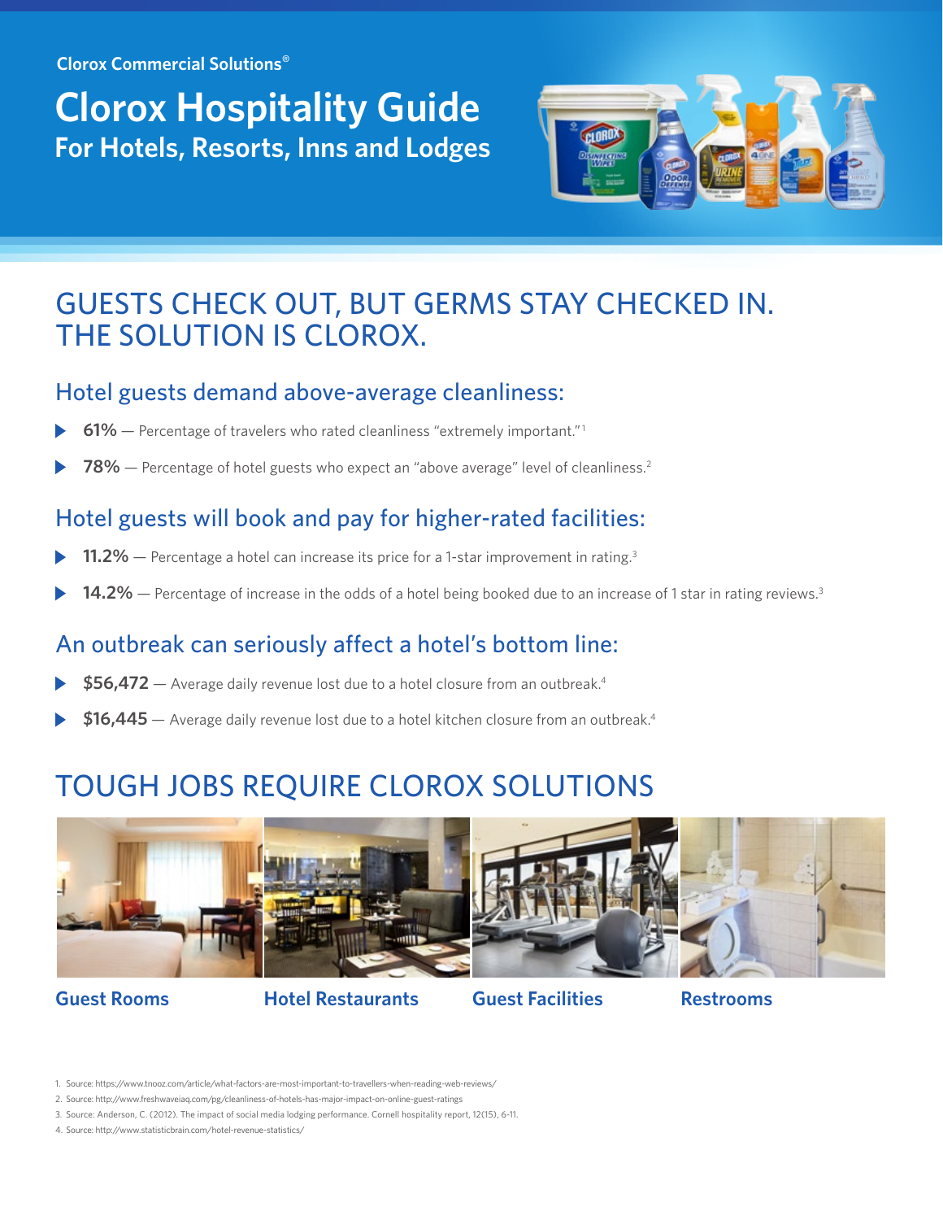Clorox Commercial Solutions®

# Clorox Hospitality Guide

## For Hotels, Resorts, Inns and Lodges

## GUESTS CHECK OUT, BUT GERMS STAY CHECKED IN. THE SOLUTION IS CLOROX.

### Hotel guests demand above-average cleanliness:

- **61%** — Percentage of travelers who rated cleanliness “extremely important.”[1]
- **78%** — Percentage of hotel guests who expect an “above average” level of cleanliness.[2]

### Hotel guests will book and pay for higher-rated facilities:

- **11.2%** — Percentage a hotel can increase its price for a 1-star improvement in rating.[3]
- **14.2%** — Percentage of increase in the odds of a hotel being booked due to an increase of 1 star in rating reviews.[3]

### An outbreak can seriously affect a hotel’s bottom line:

- **$56,472** — Average daily revenue lost due to a hotel closure from an outbreak.[4]
- **$16,445** — Average daily revenue lost due to a hotel kitchen closure from an outbreak.[4]

## TOUGH JOBS REQUIRE CLOROX SOLUTIONS

**Guest Rooms** | **Hotel Restaurants** | **Guest Facilities** | **Restrooms**

1. Source: https://www.tnooz.com/article/what-factors-are-most-important-to-travellers-when-reading-web-reviews/
2. Source: http://www.freshwaveiaq.com/pg/cleanliness-of-hotels-has-major-impact-on-online-guest-ratings
3. Source: Anderson, C. (2012). The impact of social media lodging performance. Cornell hospitality report, 12(15), 6-11.
4. Source: http://www.statisticbrain.com/hotel-revenue-statistics/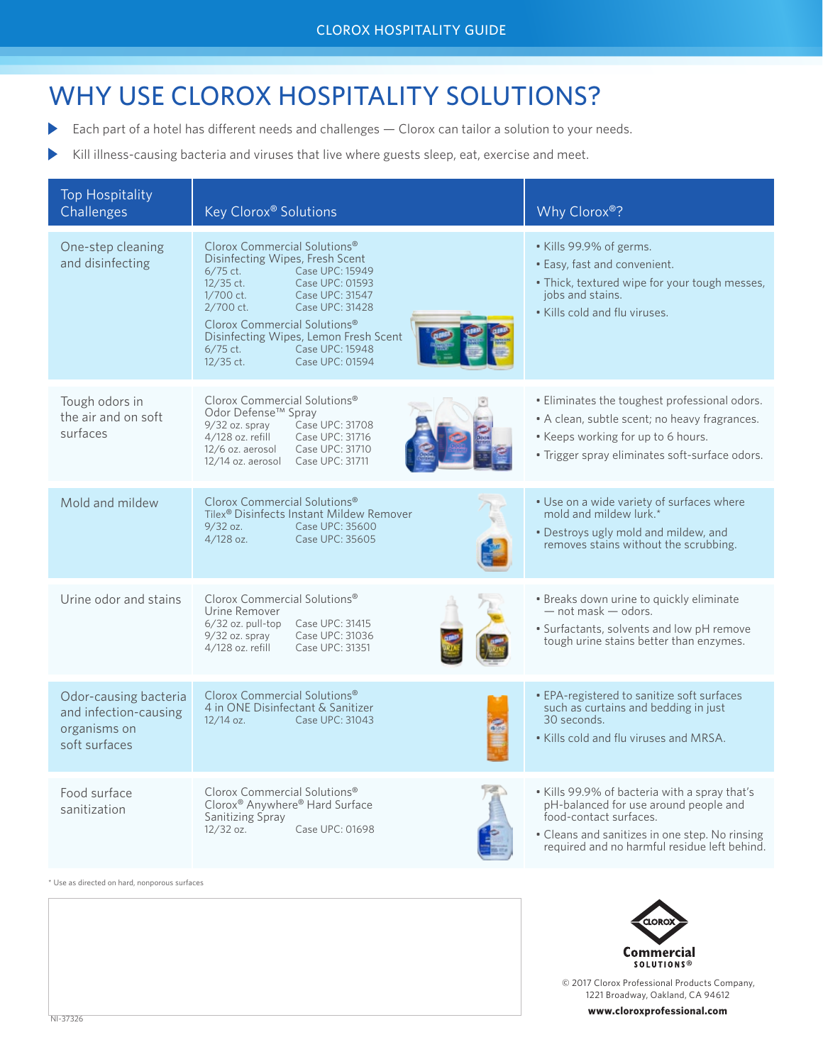# WHY USE CLOROX HOSPITALITY SOLUTIONS?

- Each part of a hotel has different needs and challenges — Clorox can tailor a solution to your needs.
- Kill illness-causing bacteria and viruses that live where guests sleep, eat, exercise and meet.

| Top Hospitality Challenges | Key Clorox® Solutions | Why Clorox®? |
|---|---|---|
| One-step cleaning and disinfecting | Clorox Commercial Solutions® Disinfecting Wipes, Fresh Scent<br>6/75 ct. Case UPC: 15949<br>12/35 ct. Case UPC: 01593<br>1/700 ct. Case UPC: 31547<br>2/700 ct. Case UPC: 31428<br>Clorox Commercial Solutions® Disinfecting Wipes, Lemon Fresh Scent<br>6/75 ct. Case UPC: 15948<br>12/35 ct. Case UPC: 01594 | • Kills 99.9% of germs.<br>• Easy, fast and convenient.<br>• Thick, textured wipe for your tough messes, jobs and stains.<br>• Kills cold and flu viruses. |
| Tough odors in the air and on soft surfaces | Clorox Commercial Solutions® Odor Defense™ Spray<br>9/32 oz. spray Case UPC: 31708<br>4/128 oz. refill Case UPC: 31716<br>12/6 oz. aerosol Case UPC: 31710<br>12/14 oz. aerosol Case UPC: 31711 | • Eliminates the toughest professional odors.<br>• A clean, subtle scent; no heavy fragrances.<br>• Keeps working for up to 6 hours.<br>• Trigger spray eliminates soft-surface odors. |
| Mold and mildew | Clorox Commercial Solutions® Tilex® Disinfects Instant Mildew Remover<br>9/32 oz. Case UPC: 35600<br>4/128 oz. Case UPC: 35605 | • Use on a wide variety of surfaces where mold and mildew lurk.*<br>• Destroys ugly mold and mildew, and removes stains without the scrubbing. |
| Urine odor and stains | Clorox Commercial Solutions® Urine Remover<br>6/32 oz. pull-top Case UPC: 31415<br>9/32 oz. spray Case UPC: 31036<br>4/128 oz. refill Case UPC: 31351 | • Breaks down urine to quickly eliminate — not mask — odors.<br>• Surfactants, solvents and low pH remove tough urine stains better than enzymes. |
| Odor-causing bacteria and infection-causing organisms on soft surfaces | Clorox Commercial Solutions® 4 in ONE Disinfectant & Sanitizer<br>12/14 oz. Case UPC: 31043 | • EPA-registered to sanitize soft surfaces such as curtains and bedding in just 30 seconds.<br>• Kills cold and flu viruses and MRSA. |
| Food surface sanitization | Clorox Commercial Solutions® Clorox® Anywhere® Hard Surface Sanitizing Spray<br>12/32 oz. Case UPC: 01698 | • Kills 99.9% of bacteria with a spray that's pH-balanced for use around people and food-contact surfaces.<br>• Cleans and sanitizes in one step. No rinsing required and no harmful residue left behind. |

\* Use as directed on hard, nonporous surfaces

CLOROX Commercial SOLUTIONS®

© 2017 Clorox Professional Products Company, 1221 Broadway, Oakland, CA 94612

**www.cloroxprofessional.com**

NI-37326